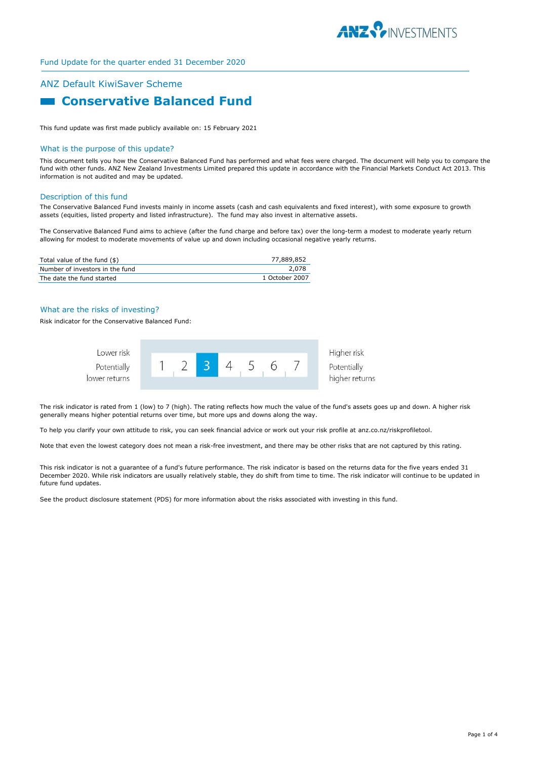Fund Update for the quarter ended 31 December 2020

## ANZ Default KiwiSaver Scheme

# Conservative Balanced Fund

This fund update was first made publicly available on: 15 February 2021

## What is the purpose of this update?

This document tells you how the Conservative Balanced Fund has performed and what fees were charged. The document will help you to compare the fund with other funds. ANZ New Zealand Investments Limited prepared this update in accordance with the Financial Markets Conduct Act 2013. This information is not audited and may be updated.

## Description of this fund

The Conservative Balanced Fund invests mainly in income assets (cash and cash equivalents and fixed interest), with some exposure to growth assets (equities, listed property and listed infrastructure). The fund may also invest in alternative assets.

The Conservative Balanced Fund aims to achieve (after the fund charge and before tax) over the long-term a modest to moderate yearly return allowing for modest to moderate movements of value up and down including occasional negative yearly returns.

| | |
|---|---|
| Total value of the fund ($) | 77,889,852 |
| Number of investors in the fund | 2,078 |
| The date the fund started | 1 October 2007 |

## What are the risks of investing?

Risk indicator for the Conservative Balanced Fund:

| Lower risk<br>Potentially lower returns | 1 | 2 | **3** | 4 | 5 | 6 | 7 | Higher risk<br>Potentially higher returns |
|---|---|---|---|---|---|---|---|---|

The risk indicator is rated from 1 (low) to 7 (high). The rating reflects how much the value of the fund's assets goes up and down. A higher risk generally means higher potential returns over time, but more ups and downs along the way.

To help you clarify your own attitude to risk, you can seek financial advice or work out your risk profile at anz.co.nz/riskprofiletool.

Note that even the lowest category does not mean a risk-free investment, and there may be other risks that are not captured by this rating.

This risk indicator is not a guarantee of a fund's future performance. The risk indicator is based on the returns data for the five years ended 31 December 2020. While risk indicators are usually relatively stable, they do shift from time to time. The risk indicator will continue to be updated in future fund updates.

See the product disclosure statement (PDS) for more information about the risks associated with investing in this fund.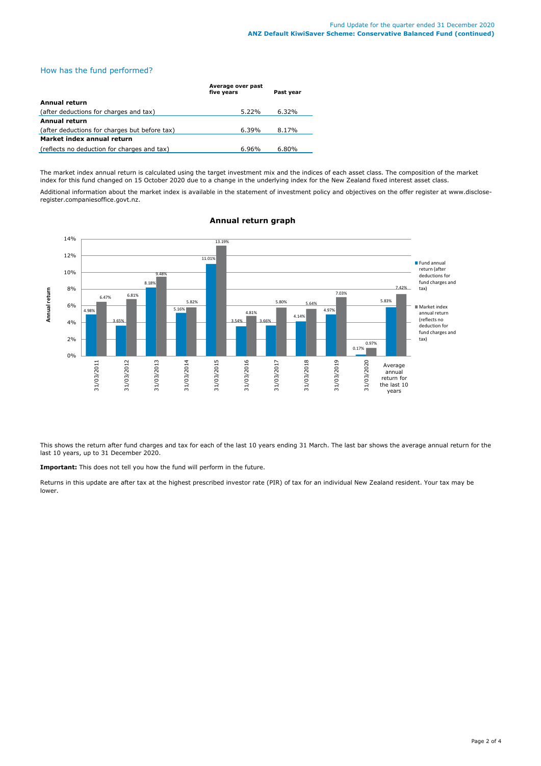## How has the fund performed?

| | Average over past five years | Past year |
|---|---|---|
| **Annual return** | | |
| (after deductions for charges and tax) | 5.22% | 6.32% |
| **Annual return** | | |
| (after deductions for charges but before tax) | 6.39% | 8.17% |
| **Market index annual return** | | |
| (reflects no deduction for charges and tax) | 6.96% | 6.80% |

The market index annual return is calculated using the target investment mix and the indices of each asset class. The composition of the market index for this fund changed on 15 October 2020 due to a change in the underlying index for the New Zealand fixed interest asset class.

Additional information about the market index is available in the statement of investment policy and objectives on the offer register at www.disclose-register.companiesoffice.govt.nz.

### Annual return graph

| | Fund annual return (after deductions for fund charges and tax) | Market index annual return (reflects no deduction for fund charges and tax) |
|---|---|---|
| 31/03/2011 | 4.98% | 6.47% |
| 31/03/2012 | 3.65% | 6.81% |
| 31/03/2013 | 8.18% | 9.48% |
| 31/03/2014 | 5.16% | 5.82% |
| 31/03/2015 | 11.01% | 13.19% |
| 31/03/2016 | 3.54% | 4.81% |
| 31/03/2017 | 3.66% | 5.80% |
| 31/03/2018 | 4.14% | 5.64% |
| 31/03/2019 | 4.97% | 7.03% |
| 31/03/2020 | 0.17% | 0.97% |
| Average annual return for the last 10 years | 5.83% | 7.42% |

This shows the return after fund charges and tax for each of the last 10 years ending 31 March. The last bar shows the average annual return for the last 10 years, up to 31 December 2020.

**Important:** This does not tell you how the fund will perform in the future.

Returns in this update are after tax at the highest prescribed investor rate (PIR) of tax for an individual New Zealand resident. Your tax may be lower.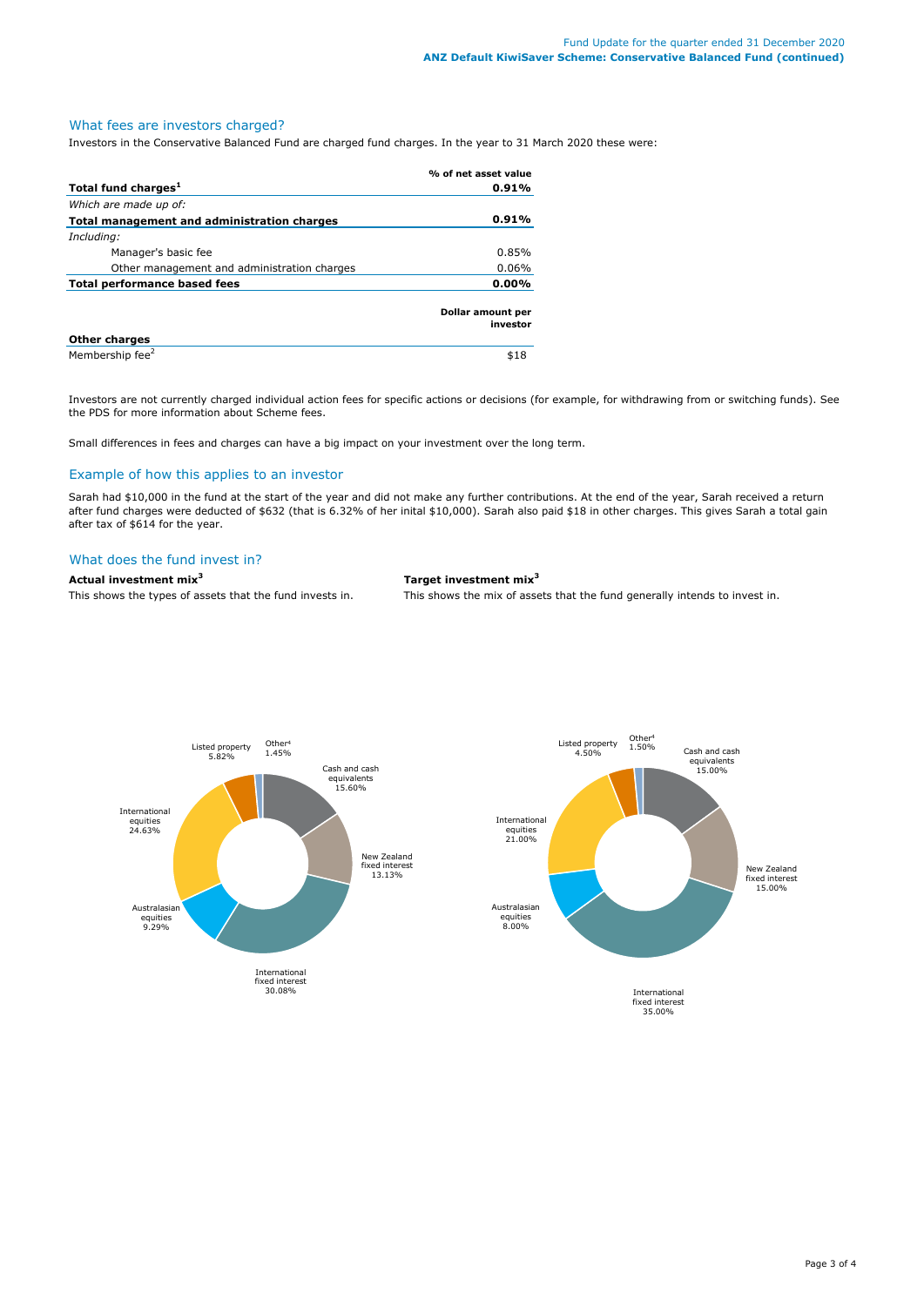## What fees are investors charged?

Investors in the Conservative Balanced Fund are charged fund charges. In the year to 31 March 2020 these were:

| | % of net asset value |
|---|---|
| **Total fund charges[1]** | **0.91%** |
| *Which are made up of:* | |
| **Total management and administration charges** | **0.91%** |
| *Including:* | |
| Manager's basic fee | 0.85% |
| Other management and administration charges | 0.06% |
| **Total performance based fees** | **0.00%** |
| | **Dollar amount per investor** |
| **Other charges** | |
| Membership fee[2] | $18 |

Investors are not currently charged individual action fees for specific actions or decisions (for example, for withdrawing from or switching funds). See the PDS for more information about Scheme fees.

Small differences in fees and charges can have a big impact on your investment over the long term.

## Example of how this applies to an investor

Sarah had $10,000 in the fund at the start of the year and did not make any further contributions. At the end of the year, Sarah received a return after fund charges were deducted of $632 (that is 6.32% of her inital $10,000). Sarah also paid $18 in other charges. This gives Sarah a total gain after tax of $614 for the year.

## What does the fund invest in?

**Actual investment mix[3]**

This shows the types of assets that the fund invests in.

| Asset | % |
|---|---|
| Cash and cash equivalents | 15.60% |
| New Zealand fixed interest | 13.13% |
| International fixed interest | 30.08% |
| Australasian equities | 9.29% |
| International equities | 24.63% |
| Listed property | 5.82% |
| Other[4] | 1.45% |

**Target investment mix[3]**

This shows the mix of assets that the fund generally intends to invest in.

| Asset | % |
|---|---|
| Cash and cash equivalents | 15.00% |
| New Zealand fixed interest | 15.00% |
| International fixed interest | 35.00% |
| Australasian equities | 8.00% |
| International equities | 21.00% |
| Listed property | 4.50% |
| Other[4] | 1.50% |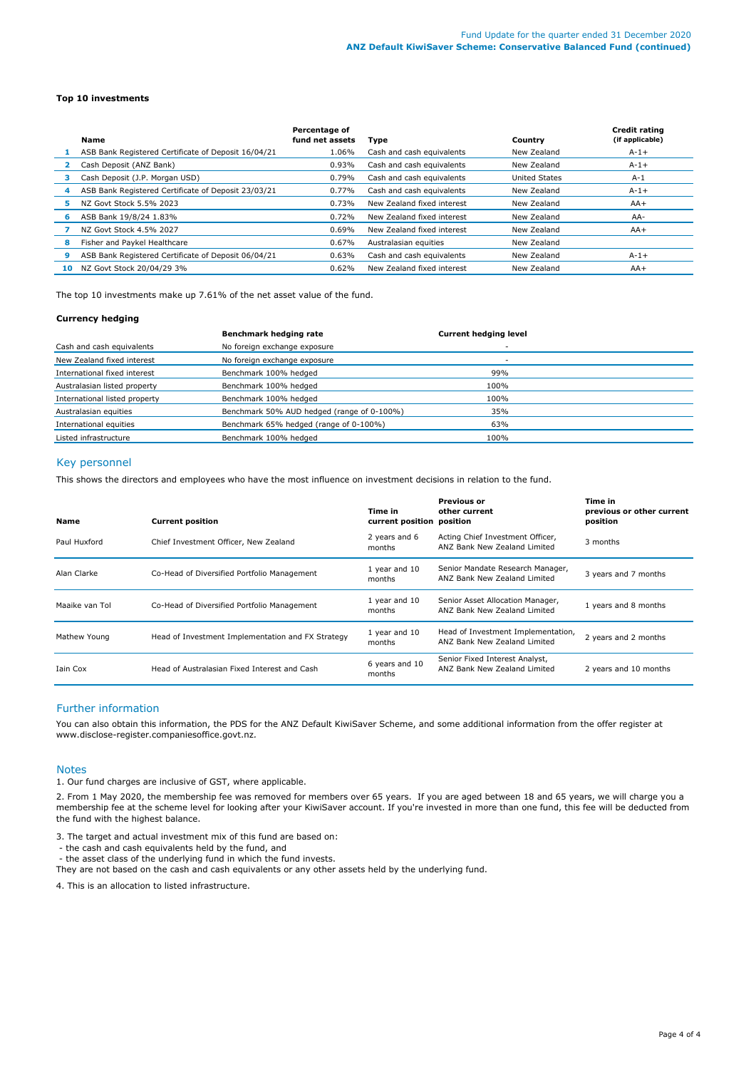### Top 10 investments

| | Name | Percentage of fund net assets | Type | Country | Credit rating (if applicable) |
|---|---|---|---|---|---|
| 1 | ASB Bank Registered Certificate of Deposit 16/04/21 | 1.06% | Cash and cash equivalents | New Zealand | A-1+ |
| 2 | Cash Deposit (ANZ Bank) | 0.93% | Cash and cash equivalents | New Zealand | A-1+ |
| 3 | Cash Deposit (J.P. Morgan USD) | 0.79% | Cash and cash equivalents | United States | A-1 |
| 4 | ASB Bank Registered Certificate of Deposit 23/03/21 | 0.77% | Cash and cash equivalents | New Zealand | A-1+ |
| 5 | NZ Govt Stock 5.5% 2023 | 0.73% | New Zealand fixed interest | New Zealand | AA+ |
| 6 | ASB Bank 19/8/24 1.83% | 0.72% | New Zealand fixed interest | New Zealand | AA- |
| 7 | NZ Govt Stock 4.5% 2027 | 0.69% | New Zealand fixed interest | New Zealand | AA+ |
| 8 | Fisher and Paykel Healthcare | 0.67% | Australasian equities | New Zealand | |
| 9 | ASB Bank Registered Certificate of Deposit 06/04/21 | 0.63% | Cash and cash equivalents | New Zealand | A-1+ |
| 10 | NZ Govt Stock 20/04/29 3% | 0.62% | New Zealand fixed interest | New Zealand | AA+ |

The top 10 investments make up 7.61% of the net asset value of the fund.

### Currency hedging

| | Benchmark hedging rate | Current hedging level |
|---|---|---|
| Cash and cash equivalents | No foreign exchange exposure | - |
| New Zealand fixed interest | No foreign exchange exposure | - |
| International fixed interest | Benchmark 100% hedged | 99% |
| Australasian listed property | Benchmark 100% hedged | 100% |
| International listed property | Benchmark 100% hedged | 100% |
| Australasian equities | Benchmark 50% AUD hedged (range of 0-100%) | 35% |
| International equities | Benchmark 65% hedged (range of 0-100%) | 63% |
| Listed infrastructure | Benchmark 100% hedged | 100% |

## Key personnel

This shows the directors and employees who have the most influence on investment decisions in relation to the fund.

| Name | Current position | Time in current position | Previous or other current position | Time in previous or other current position |
|---|---|---|---|---|
| Paul Huxford | Chief Investment Officer, New Zealand | 2 years and 6 months | Acting Chief Investment Officer, ANZ Bank New Zealand Limited | 3 months |
| Alan Clarke | Co-Head of Diversified Portfolio Management | 1 year and 10 months | Senior Mandate Research Manager, ANZ Bank New Zealand Limited | 3 years and 7 months |
| Maaike van Tol | Co-Head of Diversified Portfolio Management | 1 year and 10 months | Senior Asset Allocation Manager, ANZ Bank New Zealand Limited | 1 years and 8 months |
| Mathew Young | Head of Investment Implementation and FX Strategy | 1 year and 10 months | Head of Investment Implementation, ANZ Bank New Zealand Limited | 2 years and 2 months |
| Iain Cox | Head of Australasian Fixed Interest and Cash | 6 years and 10 months | Senior Fixed Interest Analyst, ANZ Bank New Zealand Limited | 2 years and 10 months |

## Further information

You can also obtain this information, the PDS for the ANZ Default KiwiSaver Scheme, and some additional information from the offer register at www.disclose-register.companiesoffice.govt.nz.

## Notes

1. Our fund charges are inclusive of GST, where applicable.

2. From 1 May 2020, the membership fee was removed for members over 65 years. If you are aged between 18 and 65 years, we will charge you a membership fee at the scheme level for looking after your KiwiSaver account. If you're invested in more than one fund, this fee will be deducted from the fund with the highest balance.

3. The target and actual investment mix of this fund are based on:
 - the cash and cash equivalents held by the fund, and
 - the asset class of the underlying fund in which the fund invests.

They are not based on the cash and cash equivalents or any other assets held by the underlying fund.

4. This is an allocation to listed infrastructure.